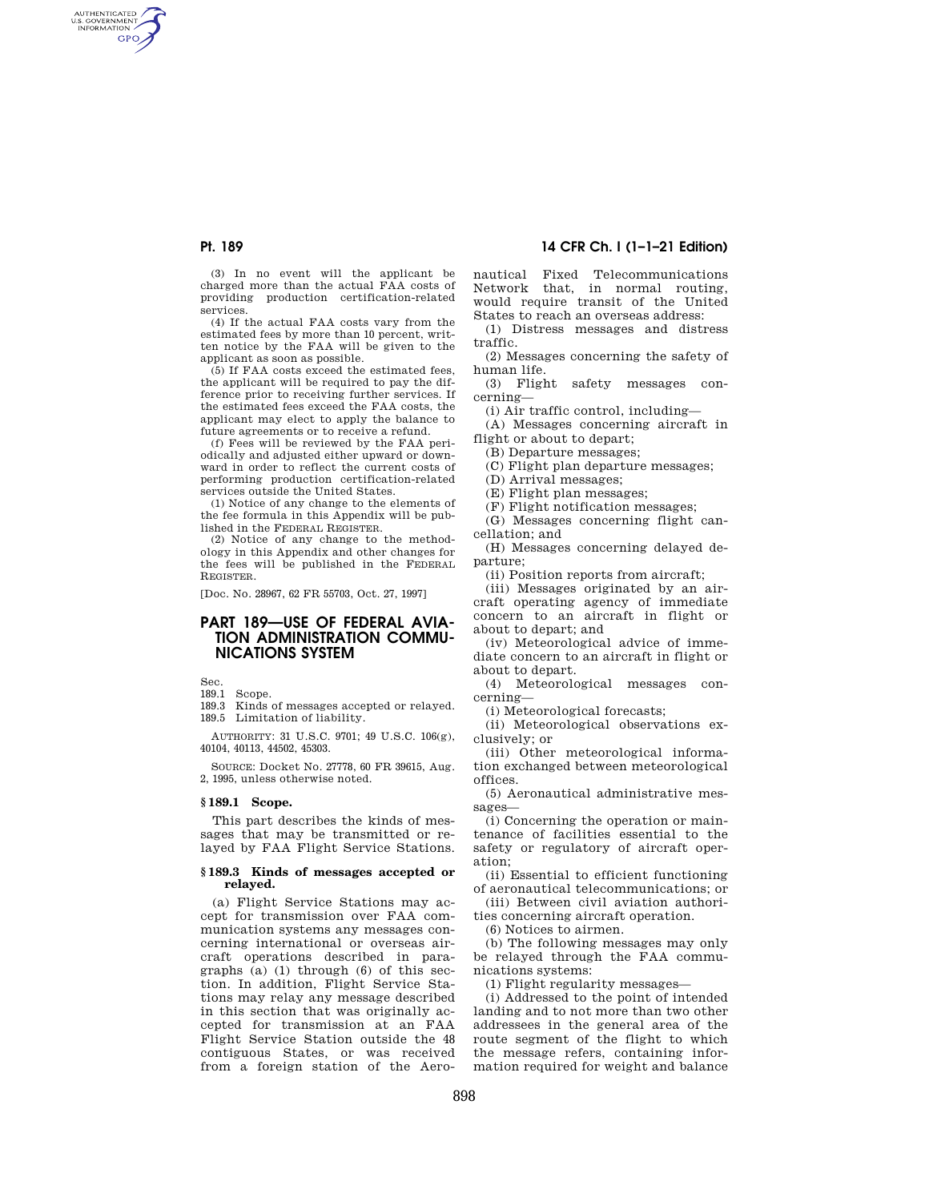(3) In no event will the applicant be charged more than the actual FAA costs of providing production certification-related services.

(4) If the actual FAA costs vary from the estimated fees by more than 10 percent, written notice by the FAA will be given to the applicant as soon as possible.

(5) If FAA costs exceed the estimated fees, the applicant will be required to pay the difference prior to receiving further services. If the estimated fees exceed the FAA costs, the applicant may elect to apply the balance to future agreements or to receive a refund.

(f) Fees will be reviewed by the FAA periodically and adjusted either upward or downward in order to reflect the current costs of performing production certification-related services outside the United States.

(1) Notice of any change to the elements of the fee formula in this Appendix will be published in the FEDERAL REGISTER.

(2) Notice of any change to the methodology in this Appendix and other changes for the fees will be published in the FEDERAL REGISTER.

[Doc. No. 28967, 62 FR 55703, Oct. 27, 1997]

# PART 189—USE OF FEDERAL AVIATION ADMINISTRATION COMMUNICATIONS SYSTEM

Sec.
189.1 Scope.
189.3 Kinds of messages accepted or relayed.
189.5 Limitation of liability.

AUTHORITY: 31 U.S.C. 9701; 49 U.S.C. 106(g), 40104, 40113, 44502, 45303.

SOURCE: Docket No. 27778, 60 FR 39615, Aug. 2, 1995, unless otherwise noted.

## § 189.1 Scope.

This part describes the kinds of messages that may be transmitted or relayed by FAA Flight Service Stations.

## § 189.3 Kinds of messages accepted or relayed.

(a) Flight Service Stations may accept for transmission over FAA communication systems any messages concerning international or overseas aircraft operations described in paragraphs (a) (1) through (6) of this section. In addition, Flight Service Stations may relay any message described in this section that was originally accepted for transmission at an FAA Flight Service Station outside the 48 contiguous States, or was received from a foreign station of the Aeronautical Fixed Telecommunications Network that, in normal routing, would require transit of the United States to reach an overseas address:

(1) Distress messages and distress traffic.

(2) Messages concerning the safety of human life.

(3) Flight safety messages concerning—

(i) Air traffic control, including—

(A) Messages concerning aircraft in flight or about to depart;

(B) Departure messages;

(C) Flight plan departure messages;

(D) Arrival messages;

(E) Flight plan messages;

(F) Flight notification messages;

(G) Messages concerning flight cancellation; and

(H) Messages concerning delayed departure;

(ii) Position reports from aircraft;

(iii) Messages originated by an aircraft operating agency of immediate concern to an aircraft in flight or about to depart; and

(iv) Meteorological advice of immediate concern to an aircraft in flight or about to depart.

(4) Meteorological messages concerning—

(i) Meteorological forecasts;

(ii) Meteorological observations exclusively; or

(iii) Other meteorological information exchanged between meteorological offices.

(5) Aeronautical administrative messages—

(i) Concerning the operation or maintenance of facilities essential to the safety or regulatory of aircraft operation;

(ii) Essential to efficient functioning of aeronautical telecommunications; or

(iii) Between civil aviation authorities concerning aircraft operation.

(6) Notices to airmen.

(b) The following messages may only be relayed through the FAA communications systems:

(1) Flight regularity messages—

(i) Addressed to the point of intended landing and to not more than two other addressees in the general area of the route segment of the flight to which the message refers, containing information required for weight and balance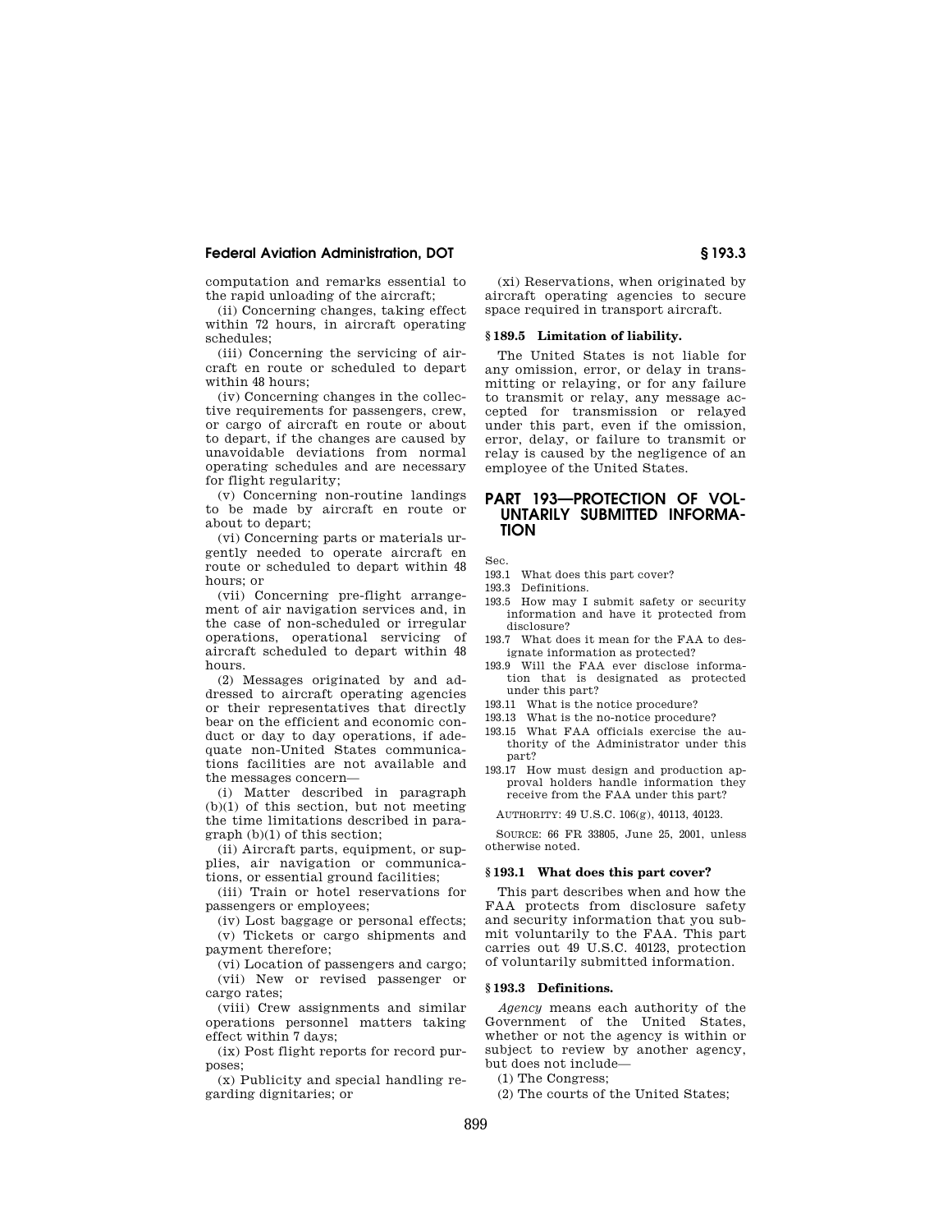computation and remarks essential to the rapid unloading of the aircraft;

(ii) Concerning changes, taking effect within 72 hours, in aircraft operating schedules;

(iii) Concerning the servicing of aircraft en route or scheduled to depart within 48 hours;

(iv) Concerning changes in the collective requirements for passengers, crew, or cargo of aircraft en route or about to depart, if the changes are caused by unavoidable deviations from normal operating schedules and are necessary for flight regularity;

(v) Concerning non-routine landings to be made by aircraft en route or about to depart;

(vi) Concerning parts or materials urgently needed to operate aircraft en route or scheduled to depart within 48 hours; or

(vii) Concerning pre-flight arrangement of air navigation services and, in the case of non-scheduled or irregular operations, operational servicing of aircraft scheduled to depart within 48 hours.

(2) Messages originated by and addressed to aircraft operating agencies or their representatives that directly bear on the efficient and economic conduct or day to day operations, if adequate non-United States communications facilities are not available and the messages concern—

(i) Matter described in paragraph (b)(1) of this section, but not meeting the time limitations described in paragraph (b)(1) of this section;

(ii) Aircraft parts, equipment, or supplies, air navigation or communications, or essential ground facilities;

(iii) Train or hotel reservations for passengers or employees;

(iv) Lost baggage or personal effects;

(v) Tickets or cargo shipments and payment therefore;

(vi) Location of passengers and cargo;

(vii) New or revised passenger or cargo rates;

(viii) Crew assignments and similar operations personnel matters taking effect within 7 days;

(ix) Post flight reports for record purposes;

(x) Publicity and special handling regarding dignitaries; or

(xi) Reservations, when originated by aircraft operating agencies to secure space required in transport aircraft.

### § 189.5 Limitation of liability.

The United States is not liable for any omission, error, or delay in transmitting or relaying, or for any failure to transmit or relay, any message accepted for transmission or relayed under this part, even if the omission, error, delay, or failure to transmit or relay is caused by the negligence of an employee of the United States.

## PART 193—PROTECTION OF VOLUNTARILY SUBMITTED INFORMATION

Sec.

193.1 What does this part cover?
193.3 Definitions.
193.5 How may I submit safety or security information and have it protected from disclosure?
193.7 What does it mean for the FAA to designate information as protected?
193.9 Will the FAA ever disclose information that is designated as protected under this part?
193.11 What is the notice procedure?
193.13 What is the no-notice procedure?
193.15 What FAA officials exercise the authority of the Administrator under this part?
193.17 How must design and production approval holders handle information they receive from the FAA under this part?

AUTHORITY: 49 U.S.C. 106(g), 40113, 40123.

SOURCE: 66 FR 33805, June 25, 2001, unless otherwise noted.

### § 193.1 What does this part cover?

This part describes when and how the FAA protects from disclosure safety and security information that you submit voluntarily to the FAA. This part carries out 49 U.S.C. 40123, protection of voluntarily submitted information.

### § 193.3 Definitions.

*Agency* means each authority of the Government of the United States, whether or not the agency is within or subject to review by another agency, but does not include—

(1) The Congress;

(2) The courts of the United States;